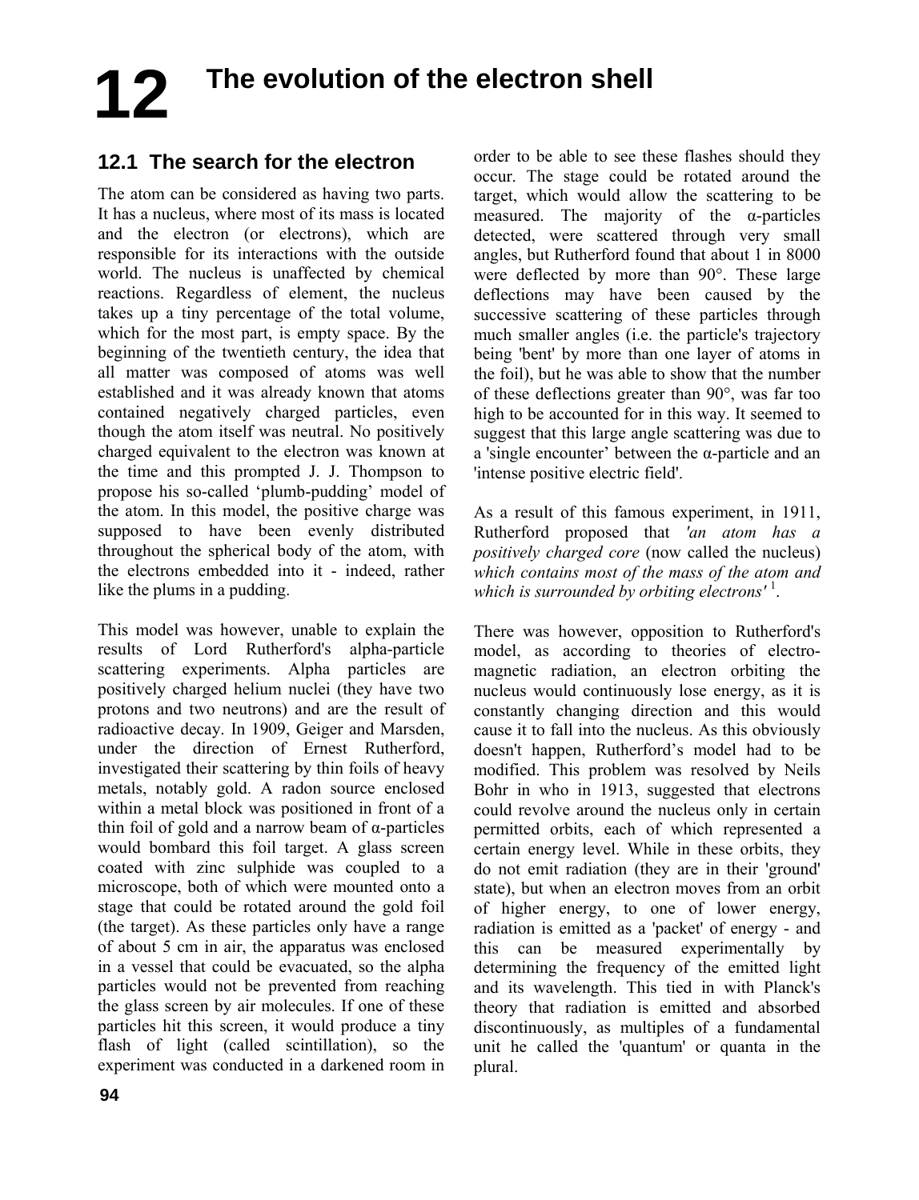# 12 The evolution of the electron shell

## 12.1 The search for the electron

The atom can be considered as having two parts. It has a nucleus, where most of its mass is located and the electron (or electrons), which are responsible for its interactions with the outside world. The nucleus is unaffected by chemical reactions. Regardless of element, the nucleus takes up a tiny percentage of the total volume, which for the most part, is empty space. By the beginning of the twentieth century, the idea that all matter was composed of atoms was well established and it was already known that atoms contained negatively charged particles, even though the atom itself was neutral. No positively charged equivalent to the electron was known at the time and this prompted J. J. Thompson to propose his so-called 'plumb-pudding' model of the atom. In this model, the positive charge was supposed to have been evenly distributed throughout the spherical body of the atom, with the electrons embedded into it - indeed, rather like the plums in a pudding.

This model was however, unable to explain the results of Lord Rutherford's alpha-particle scattering experiments. Alpha particles are positively charged helium nuclei (they have two protons and two neutrons) and are the result of radioactive decay. In 1909, Geiger and Marsden, under the direction of Ernest Rutherford, investigated their scattering by thin foils of heavy metals, notably gold. A radon source enclosed within a metal block was positioned in front of a thin foil of gold and a narrow beam of α-particles would bombard this foil target. A glass screen coated with zinc sulphide was coupled to a microscope, both of which were mounted onto a stage that could be rotated around the gold foil (the target). As these particles only have a range of about 5 cm in air, the apparatus was enclosed in a vessel that could be evacuated, so the alpha particles would not be prevented from reaching the glass screen by air molecules. If one of these particles hit this screen, it would produce a tiny flash of light (called scintillation), so the experiment was conducted in a darkened room in order to be able to see these flashes should they occur. The stage could be rotated around the target, which would allow the scattering to be measured. The majority of the α-particles detected, were scattered through very small angles, but Rutherford found that about 1 in 8000 were deflected by more than 90°. These large deflections may have been caused by the successive scattering of these particles through much smaller angles (i.e. the particle's trajectory being 'bent' by more than one layer of atoms in the foil), but he was able to show that the number of these deflections greater than 90°, was far too high to be accounted for in this way. It seemed to suggest that this large angle scattering was due to a 'single encounter' between the α-particle and an 'intense positive electric field'.

As a result of this famous experiment, in 1911, Rutherford proposed that *'an atom has a positively charged core* (now called the nucleus) *which contains most of the mass of the atom and which is surrounded by orbiting electrons'* [1].

There was however, opposition to Rutherford's model, as according to theories of electro-magnetic radiation, an electron orbiting the nucleus would continuously lose energy, as it is constantly changing direction and this would cause it to fall into the nucleus. As this obviously doesn't happen, Rutherford's model had to be modified. This problem was resolved by Neils Bohr in who in 1913, suggested that electrons could revolve around the nucleus only in certain permitted orbits, each of which represented a certain energy level. While in these orbits, they do not emit radiation (they are in their 'ground' state), but when an electron moves from an orbit of higher energy, to one of lower energy, radiation is emitted as a 'packet' of energy - and this can be measured experimentally by determining the frequency of the emitted light and its wavelength. This tied in with Planck's theory that radiation is emitted and absorbed discontinuously, as multiples of a fundamental unit he called the 'quantum' or quanta in the plural.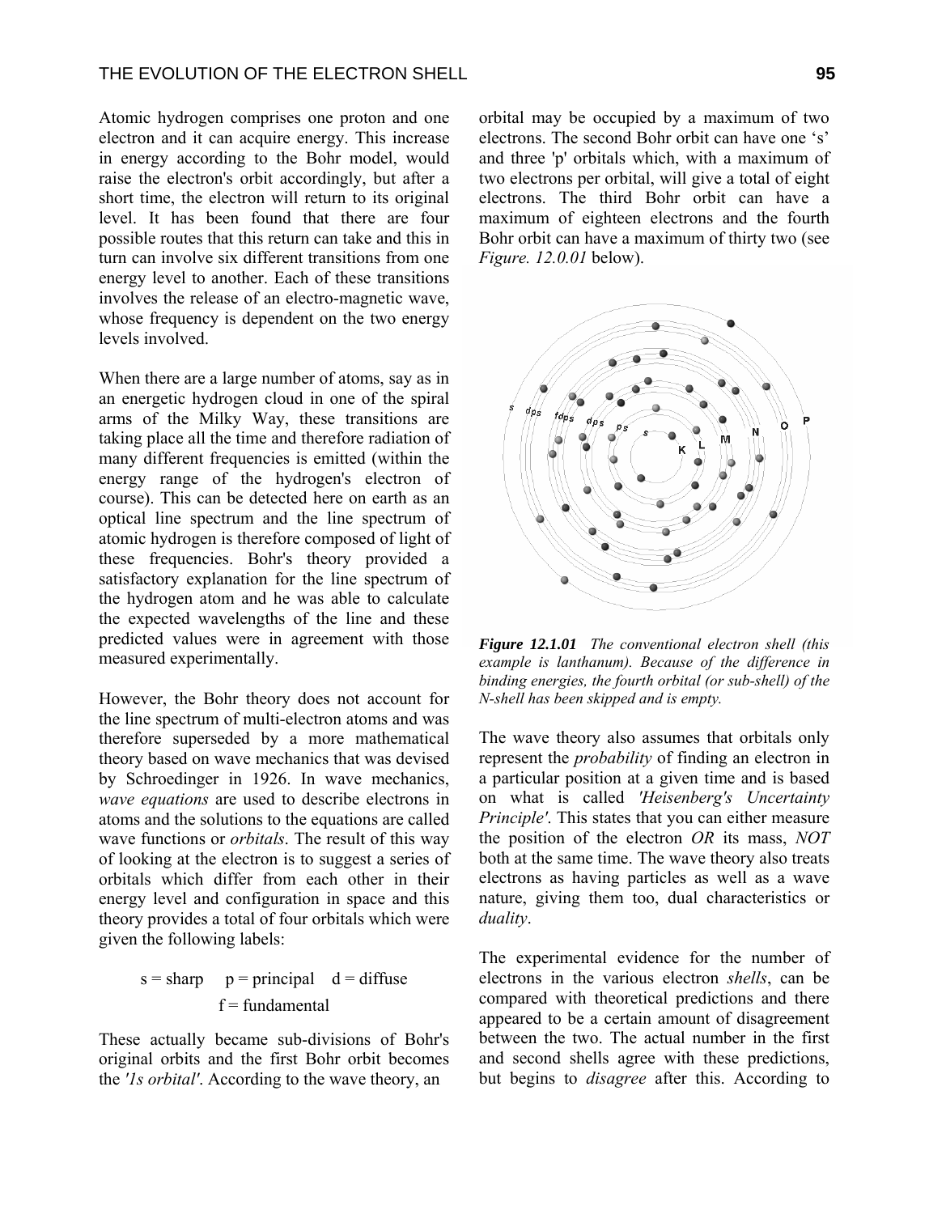Atomic hydrogen comprises one proton and one electron and it can acquire energy. This increase in energy according to the Bohr model, would raise the electron's orbit accordingly, but after a short time, the electron will return to its original level. It has been found that there are four possible routes that this return can take and this in turn can involve six different transitions from one energy level to another. Each of these transitions involves the release of an electro-magnetic wave, whose frequency is dependent on the two energy levels involved.

When there are a large number of atoms, say as in an energetic hydrogen cloud in one of the spiral arms of the Milky Way, these transitions are taking place all the time and therefore radiation of many different frequencies is emitted (within the energy range of the hydrogen's electron of course). This can be detected here on earth as an optical line spectrum and the line spectrum of atomic hydrogen is therefore composed of light of these frequencies. Bohr's theory provided a satisfactory explanation for the line spectrum of the hydrogen atom and he was able to calculate the expected wavelengths of the line and these predicted values were in agreement with those measured experimentally.

However, the Bohr theory does not account for the line spectrum of multi-electron atoms and was therefore superseded by a more mathematical theory based on wave mechanics that was devised by Schroedinger in 1926. In wave mechanics, *wave equations* are used to describe electrons in atoms and the solutions to the equations are called wave functions or *orbitals*. The result of this way of looking at the electron is to suggest a series of orbitals which differ from each other in their energy level and configuration in space and this theory provides a total of four orbitals which were given the following labels:

s = sharp  p = principal  d = diffuse
f = fundamental

These actually became sub-divisions of Bohr's original orbits and the first Bohr orbit becomes the *'1s orbital'*. According to the wave theory, an orbital may be occupied by a maximum of two electrons. The second Bohr orbit can have one 's' and three 'p' orbitals which, with a maximum of two electrons per orbital, will give a total of eight electrons. The third Bohr orbit can have a maximum of eighteen electrons and the fourth Bohr orbit can have a maximum of thirty two (see *Figure. 12.0.01* below).

***Figure 12.1.01*** *The conventional electron shell (this example is lanthanum). Because of the difference in binding energies, the fourth orbital (or sub-shell) of the N-shell has been skipped and is empty.*

The wave theory also assumes that orbitals only represent the *probability* of finding an electron in a particular position at a given time and is based on what is called *'Heisenberg's Uncertainty Principle'*. This states that you can either measure the position of the electron *OR* its mass, *NOT* both at the same time. The wave theory also treats electrons as having particles as well as a wave nature, giving them too, dual characteristics or *duality*.

The experimental evidence for the number of electrons in the various electron *shells*, can be compared with theoretical predictions and there appeared to be a certain amount of disagreement between the two. The actual number in the first and second shells agree with these predictions, but begins to *disagree* after this. According to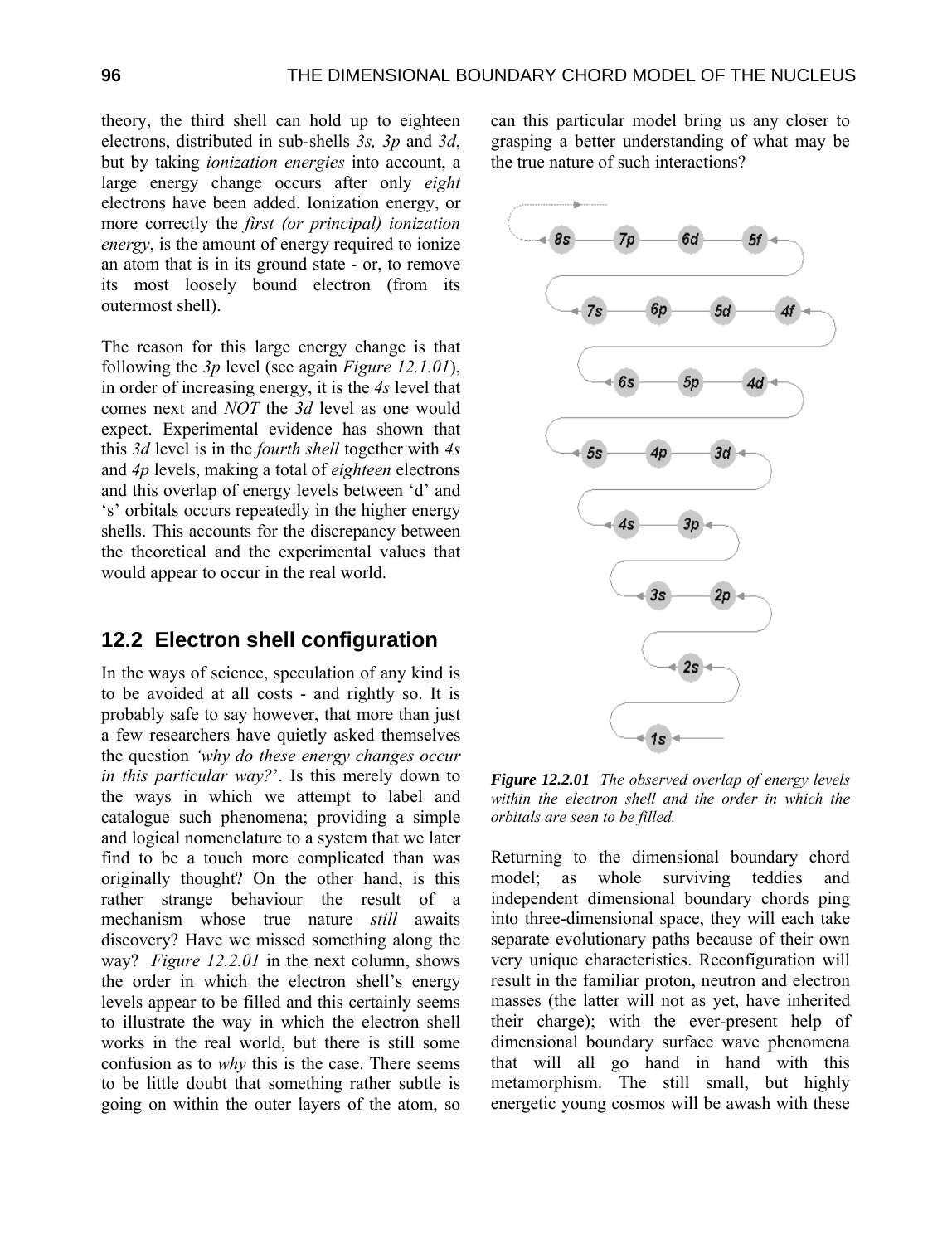theory, the third shell can hold up to eighteen electrons, distributed in sub-shells *3s, 3p* and *3d*, but by taking *ionization energies* into account, a large energy change occurs after only *eight* electrons have been added. Ionization energy, or more correctly the *first (or principal) ionization energy*, is the amount of energy required to ionize an atom that is in its ground state - or, to remove its most loosely bound electron (from its outermost shell).

The reason for this large energy change is that following the *3p* level (see again *Figure 12.1.01*), in order of increasing energy, it is the *4s* level that comes next and *NOT* the *3d* level as one would expect. Experimental evidence has shown that this *3d* level is in the *fourth shell* together with *4s* and *4p* levels, making a total of *eighteen* electrons and this overlap of energy levels between 'd' and 's' orbitals occurs repeatedly in the higher energy shells. This accounts for the discrepancy between the theoretical and the experimental values that would appear to occur in the real world.

## 12.2 Electron shell configuration

In the ways of science, speculation of any kind is to be avoided at all costs - and rightly so. It is probably safe to say however, that more than just a few researchers have quietly asked themselves the question *'why do these energy changes occur in this particular way?'*. Is this merely down to the ways in which we attempt to label and catalogue such phenomena; providing a simple and logical nomenclature to a system that we later find to be a touch more complicated than was originally thought? On the other hand, is this rather strange behaviour the result of a mechanism whose true nature *still* awaits discovery? Have we missed something along the way? *Figure 12.2.01* in the next column, shows the order in which the electron shell's energy levels appear to be filled and this certainly seems to illustrate the way in which the electron shell works in the real world, but there is still some confusion as to *why* this is the case. There seems to be little doubt that something rather subtle is going on within the outer layers of the atom, so can this particular model bring us any closer to grasping a better understanding of what may be the true nature of such interactions?

8s — 7p — 6d — 5f

7s — 6p — 5d — 4f

6s — 5p — 4d

5s — 4p — 3d

4s — 3p

3s — 2p

2s

1s

***Figure 12.2.01*** *The observed overlap of energy levels within the electron shell and the order in which the orbitals are seen to be filled.*

Returning to the dimensional boundary chord model; as whole surviving teddies and independent dimensional boundary chords ping into three-dimensional space, they will each take separate evolutionary paths because of their own very unique characteristics. Reconfiguration will result in the familiar proton, neutron and electron masses (the latter will not as yet, have inherited their charge); with the ever-present help of dimensional boundary surface wave phenomena that will all go hand in hand with this metamorphism. The still small, but highly energetic young cosmos will be awash with these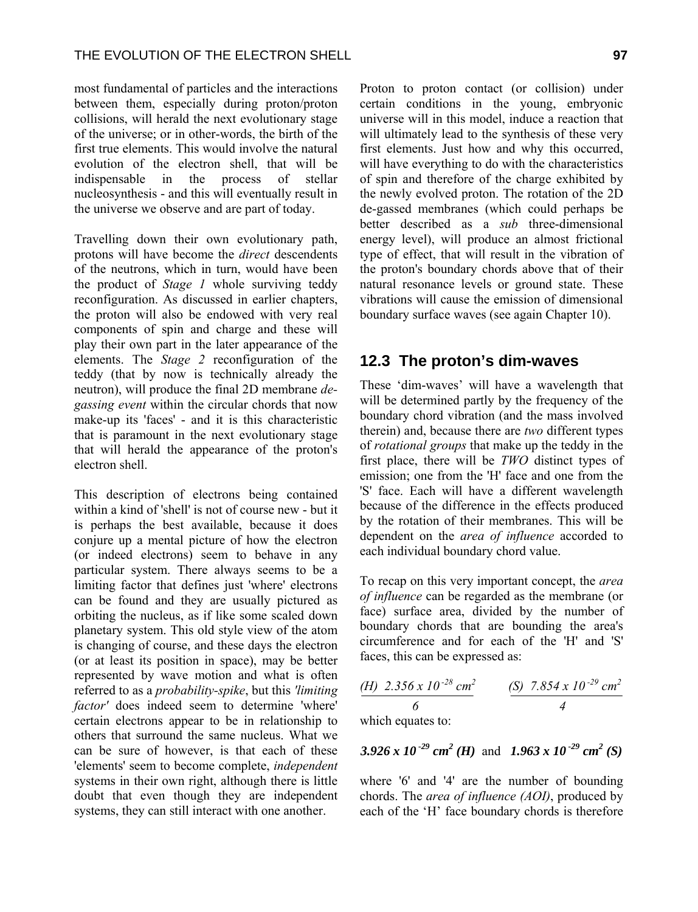most fundamental of particles and the interactions between them, especially during proton/proton collisions, will herald the next evolutionary stage of the universe; or in other-words, the birth of the first true elements. This would involve the natural evolution of the electron shell, that will be indispensable in the process of stellar nucleosynthesis - and this will eventually result in the universe we observe and are part of today.

Travelling down their own evolutionary path, protons will have become the *direct* descendents of the neutrons, which in turn, would have been the product of *Stage 1* whole surviving teddy reconfiguration. As discussed in earlier chapters, the proton will also be endowed with very real components of spin and charge and these will play their own part in the later appearance of the elements. The *Stage 2* reconfiguration of the teddy (that by now is technically already the neutron), will produce the final 2D membrane *de-gassing event* within the circular chords that now make-up its 'faces' - and it is this characteristic that is paramount in the next evolutionary stage that will herald the appearance of the proton's electron shell.

This description of electrons being contained within a kind of 'shell' is not of course new - but it is perhaps the best available, because it does conjure up a mental picture of how the electron (or indeed electrons) seem to behave in any particular system. There always seems to be a limiting factor that defines just 'where' electrons can be found and they are usually pictured as orbiting the nucleus, as if like some scaled down planetary system. This old style view of the atom is changing of course, and these days the electron (or at least its position in space), may be better represented by wave motion and what is often referred to as a *probability-spike*, but this *'limiting factor'* does indeed seem to determine 'where' certain electrons appear to be in relationship to others that surround the same nucleus. What we can be sure of however, is that each of these 'elements' seem to become complete, *independent* systems in their own right, although there is little doubt that even though they are independent systems, they can still interact with one another.

Proton to proton contact (or collision) under certain conditions in the young, embryonic universe will in this model, induce a reaction that will ultimately lead to the synthesis of these very first elements. Just how and why this occurred, will have everything to do with the characteristics of spin and therefore of the charge exhibited by the newly evolved proton. The rotation of the 2D de-gassed membranes (which could perhaps be better described as a *sub* three-dimensional energy level), will produce an almost frictional type of effect, that will result in the vibration of the proton's boundary chords above that of their natural resonance levels or ground state. These vibrations will cause the emission of dimensional boundary surface waves (see again Chapter 10).

## 12.3 The proton's dim-waves

These 'dim-waves' will have a wavelength that will be determined partly by the frequency of the boundary chord vibration (and the mass involved therein) and, because there are *two* different types of *rotational groups* that make up the teddy in the first place, there will be *TWO* distinct types of emission; one from the 'H' face and one from the 'S' face. Each will have a different wavelength because of the difference in the effects produced by the rotation of their membranes. This will be dependent on the *area of influence* accorded to each individual boundary chord value.

To recap on this very important concept, the *area of influence* can be regarded as the membrane (or face) surface area, divided by the number of boundary chords that are bounding the area's circumference and for each of the 'H' and 'S' faces, this can be expressed as:

$$\text{(H)}\ \frac{2.356 \times 10^{-28}\ cm^2}{6} \qquad \text{(S)}\ \frac{7.854 \times 10^{-29}\ cm^2}{4}$$

which equates to:

$$\mathbf{3.926 \times 10^{-29}\ cm^2\ (H)} \quad \text{and} \quad \mathbf{1.963 \times 10^{-29}\ cm^2\ (S)}$$

where '6' and '4' are the number of bounding chords. The *area of influence (AOI)*, produced by each of the 'H' face boundary chords is therefore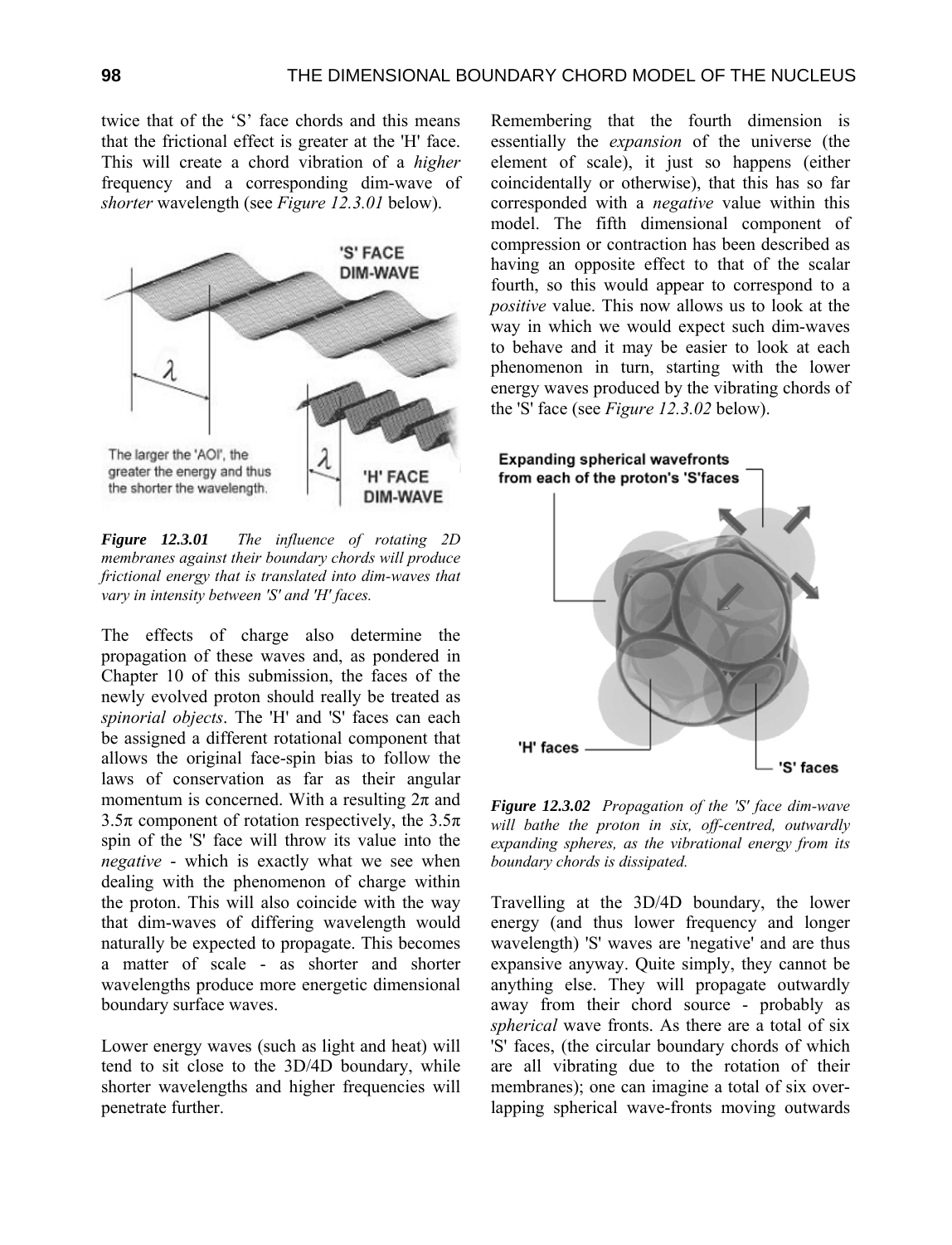twice that of the 'S' face chords and this means that the frictional effect is greater at the 'H' face. This will create a chord vibration of a *higher* frequency and a corresponding dim-wave of *shorter* wavelength (see *Figure 12.3.01* below).

***Figure 12.3.01*** *The influence of rotating 2D membranes against their boundary chords will produce frictional energy that is translated into dim-waves that vary in intensity between 'S' and 'H' faces.*

The effects of charge also determine the propagation of these waves and, as pondered in Chapter 10 of this submission, the faces of the newly evolved proton should really be treated as *spinorial objects*. The 'H' and 'S' faces can each be assigned a different rotational component that allows the original face-spin bias to follow the laws of conservation as far as their angular momentum is concerned. With a resulting $2\pi$ and $3.5\pi$ component of rotation respectively, the $3.5\pi$ spin of the 'S' face will throw its value into the *negative* - which is exactly what we see when dealing with the phenomenon of charge within the proton. This will also coincide with the way that dim-waves of differing wavelength would naturally be expected to propagate. This becomes a matter of scale - as shorter and shorter wavelengths produce more energetic dimensional boundary surface waves.

Lower energy waves (such as light and heat) will tend to sit close to the 3D/4D boundary, while shorter wavelengths and higher frequencies will penetrate further.

Remembering that the fourth dimension is essentially the *expansion* of the universe (the element of scale), it just so happens (either coincidentally or otherwise), that this has so far corresponded with a *negative* value within this model. The fifth dimensional component of compression or contraction has been described as having an opposite effect to that of the scalar fourth, so this would appear to correspond to a *positive* value. This now allows us to look at the way in which we would expect such dim-waves to behave and it may be easier to look at each phenomenon in turn, starting with the lower energy waves produced by the vibrating chords of the 'S' face (see *Figure 12.3.02* below).

***Figure 12.3.02*** *Propagation of the 'S' face dim-wave will bathe the proton in six, off-centred, outwardly expanding spheres, as the vibrational energy from its boundary chords is dissipated.*

Travelling at the 3D/4D boundary, the lower energy (and thus lower frequency and longer wavelength) 'S' waves are 'negative' and are thus expansive anyway. Quite simply, they cannot be anything else. They will propagate outwardly away from their chord source - probably as *spherical* wave fronts. As there are a total of six 'S' faces, (the circular boundary chords of which are all vibrating due to the rotation of their membranes); one can imagine a total of six over-lapping spherical wave-fronts moving outwards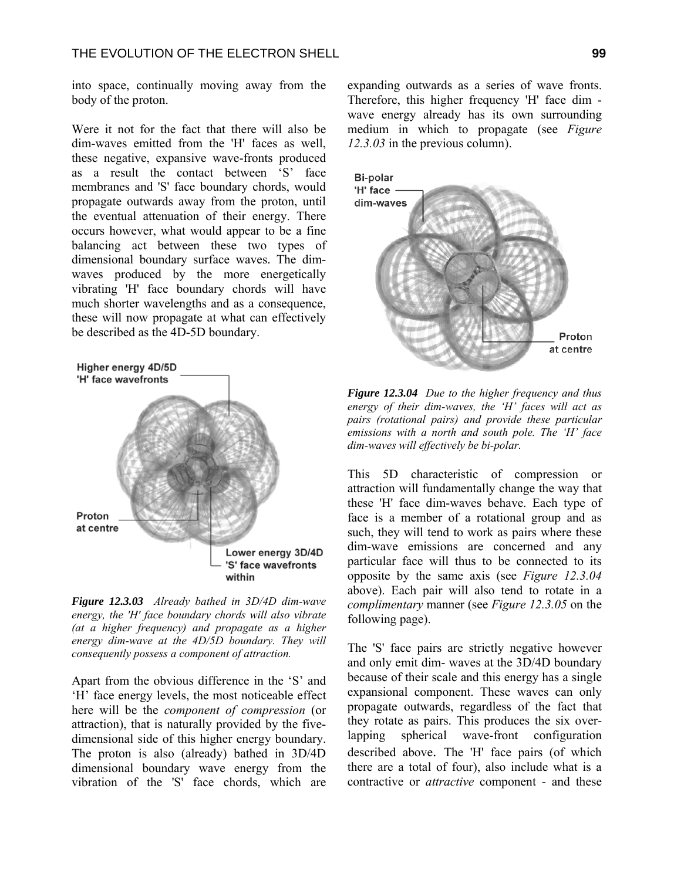into space, continually moving away from the body of the proton.

Were it not for the fact that there will also be dim-waves emitted from the 'H' faces as well, these negative, expansive wave-fronts produced as a result the contact between ‘S’ face membranes and 'S' face boundary chords, would propagate outwards away from the proton, until the eventual attenuation of their energy. There occurs however, what would appear to be a fine balancing act between these two types of dimensional boundary surface waves. The dim-waves produced by the more energetically vibrating 'H' face boundary chords will have much shorter wavelengths and as a consequence, these will now propagate at what can effectively be described as the 4D-5D boundary.

***Figure 12.3.03*** *Already bathed in 3D/4D dim-wave energy, the 'H' face boundary chords will also vibrate (at a higher frequency) and propagate as a higher energy dim-wave at the 4D/5D boundary. They will consequently possess a component of attraction.*

Apart from the obvious difference in the ‘S’ and ‘H’ face energy levels, the most noticeable effect here will be the *component of compression* (or attraction), that is naturally provided by the five-dimensional side of this higher energy boundary. The proton is also (already) bathed in 3D/4D dimensional boundary wave energy from the vibration of the 'S' face chords, which are expanding outwards as a series of wave fronts. Therefore, this higher frequency 'H' face dim - wave energy already has its own surrounding medium in which to propagate (see *Figure 12.3.03* in the previous column).

***Figure 12.3.04*** *Due to the higher frequency and thus energy of their dim-waves, the ‘H’ faces will act as pairs (rotational pairs) and provide these particular emissions with a north and south pole. The ‘H’ face dim-waves will effectively be bi-polar.*

This 5D characteristic of compression or attraction will fundamentally change the way that these 'H' face dim-waves behave. Each type of face is a member of a rotational group and as such, they will tend to work as pairs where these dim-wave emissions are concerned and any particular face will thus to be connected to its opposite by the same axis (see *Figure 12.3.04* above). Each pair will also tend to rotate in a *complimentary* manner (see *Figure 12.3.05* on the following page).

The 'S' face pairs are strictly negative however and only emit dim- waves at the 3D/4D boundary because of their scale and this energy has a single expansional component. These waves can only propagate outwards, regardless of the fact that they rotate as pairs. This produces the six over-lapping spherical wave-front configuration described above. The 'H' face pairs (of which there are a total of four), also include what is a contractive or *attractive* component - and these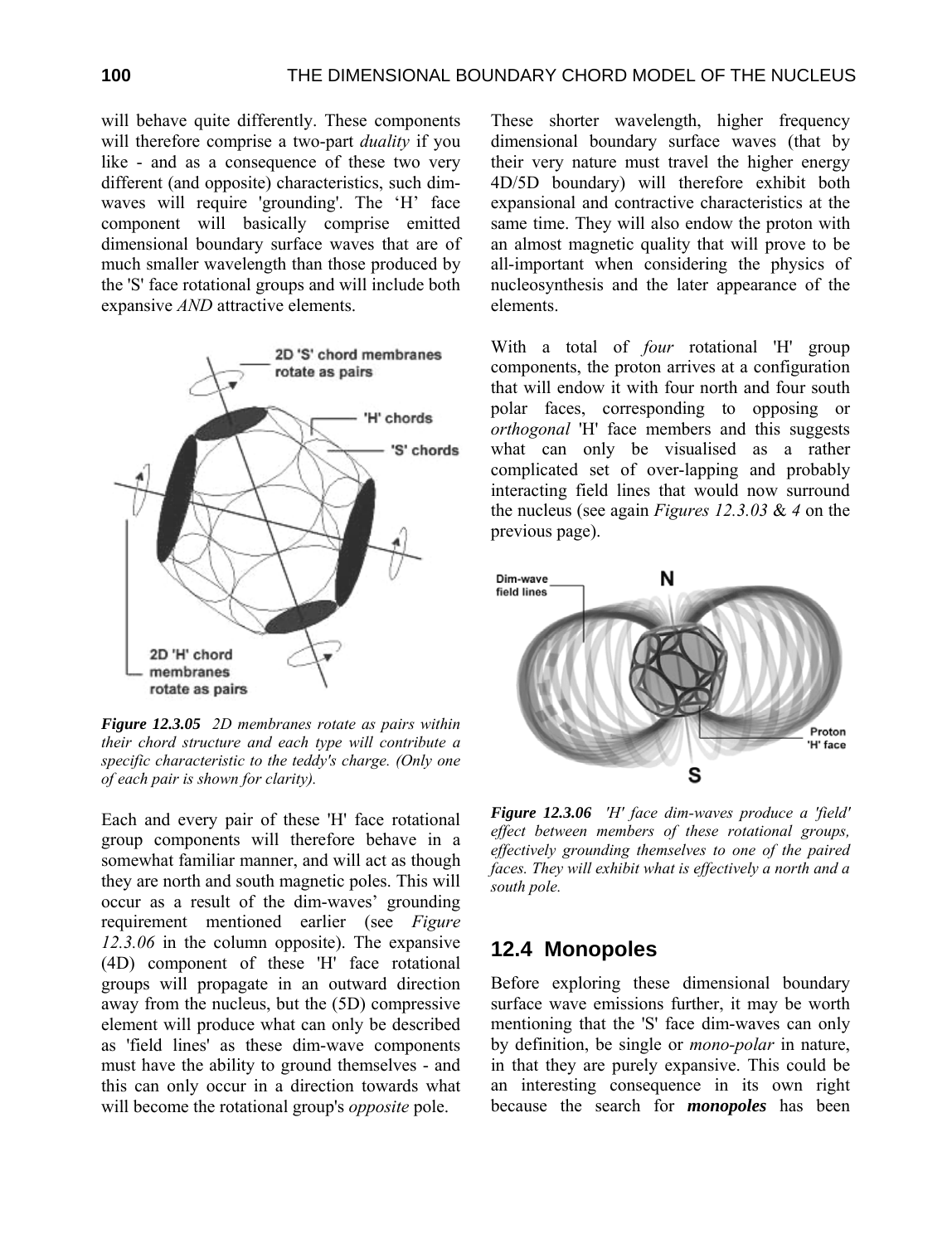will behave quite differently. These components will therefore comprise a two-part *duality* if you like - and as a consequence of these two very different (and opposite) characteristics, such dim-waves will require 'grounding'. The 'H' face component will basically comprise emitted dimensional boundary surface waves that are of much smaller wavelength than those produced by the 'S' face rotational groups and will include both expansive *AND* attractive elements.

***Figure 12.3.05*** *2D membranes rotate as pairs within their chord structure and each type will contribute a specific characteristic to the teddy's charge. (Only one of each pair is shown for clarity).*

Each and every pair of these 'H' face rotational group components will therefore behave in a somewhat familiar manner, and will act as though they are north and south magnetic poles. This will occur as a result of the dim-waves' grounding requirement mentioned earlier (see *Figure 12.3.06* in the column opposite). The expansive (4D) component of these 'H' face rotational groups will propagate in an outward direction away from the nucleus, but the (5D) compressive element will produce what can only be described as 'field lines' as these dim-wave components must have the ability to ground themselves - and this can only occur in a direction towards what will become the rotational group's *opposite* pole.

These shorter wavelength, higher frequency dimensional boundary surface waves (that by their very nature must travel the higher energy 4D/5D boundary) will therefore exhibit both expansional and contractive characteristics at the same time. They will also endow the proton with an almost magnetic quality that will prove to be all-important when considering the physics of nucleosynthesis and the later appearance of the elements.

With a total of *four* rotational 'H' group components, the proton arrives at a configuration that will endow it with four north and four south polar faces, corresponding to opposing or *orthogonal* 'H' face members and this suggests what can only be visualised as a rather complicated set of over-lapping and probably interacting field lines that would now surround the nucleus (see again *Figures 12.3.03* & *4* on the previous page).

***Figure 12.3.06*** *'H' face dim-waves produce a 'field' effect between members of these rotational groups, effectively grounding themselves to one of the paired faces. They will exhibit what is effectively a north and a south pole.*

## 12.4 Monopoles

Before exploring these dimensional boundary surface wave emissions further, it may be worth mentioning that the 'S' face dim-waves can only by definition, be single or *mono-polar* in nature, in that they are purely expansive. This could be an interesting consequence in its own right because the search for ***monopoles*** has been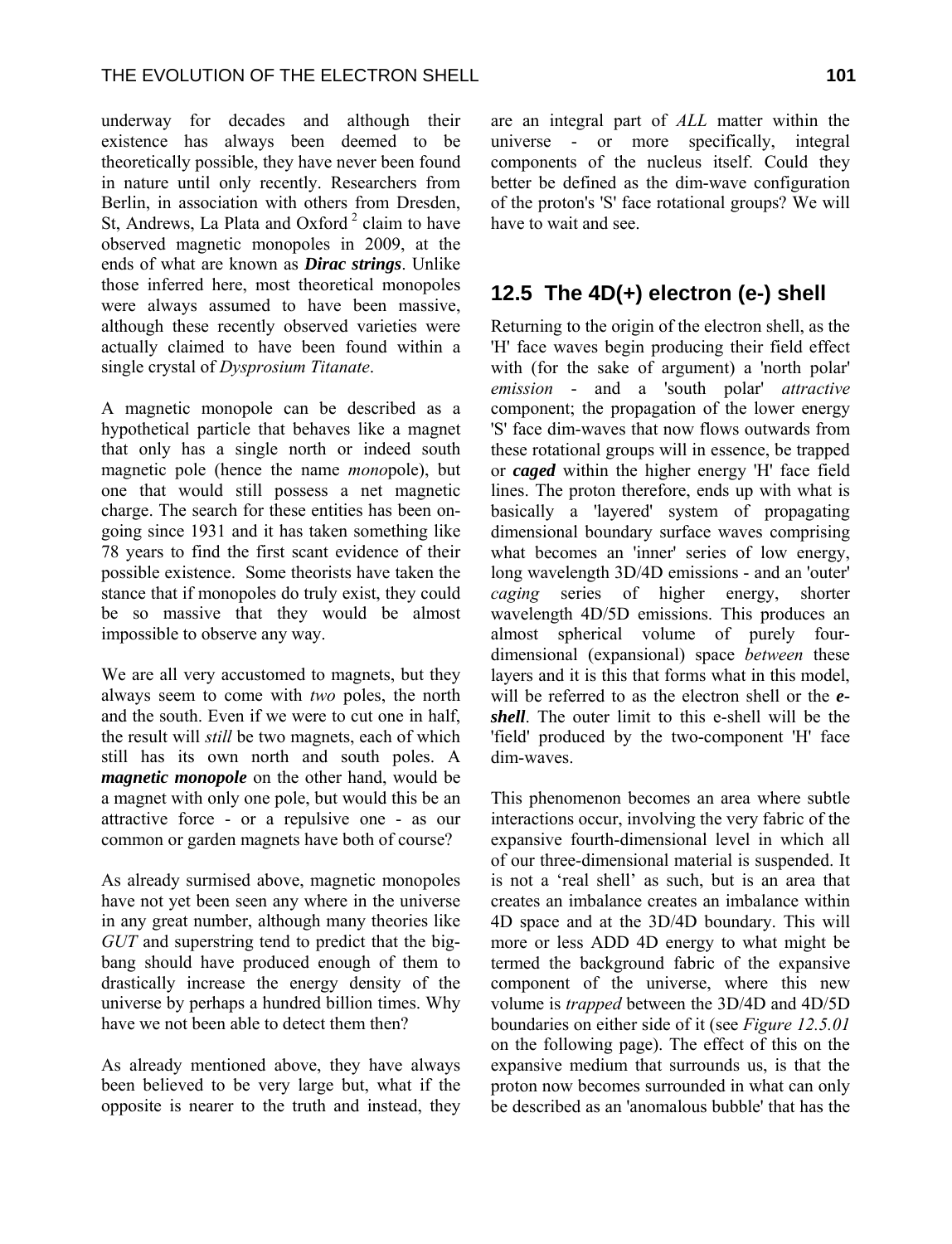underway for decades and although their existence has always been deemed to be theoretically possible, they have never been found in nature until only recently. Researchers from Berlin, in association with others from Dresden, St, Andrews, La Plata and Oxford [2] claim to have observed magnetic monopoles in 2009, at the ends of what are known as ***Dirac strings***. Unlike those inferred here, most theoretical monopoles were always assumed to have been massive, although these recently observed varieties were actually claimed to have been found within a single crystal of *Dysprosium Titanate*.

A magnetic monopole can be described as a hypothetical particle that behaves like a magnet that only has a single north or indeed south magnetic pole (hence the name *mono*pole), but one that would still possess a net magnetic charge. The search for these entities has been on-going since 1931 and it has taken something like 78 years to find the first scant evidence of their possible existence. Some theorists have taken the stance that if monopoles do truly exist, they could be so massive that they would be almost impossible to observe any way.

We are all very accustomed to magnets, but they always seem to come with *two* poles, the north and the south. Even if we were to cut one in half, the result will *still* be two magnets, each of which still has its own north and south poles. A ***magnetic monopole*** on the other hand, would be a magnet with only one pole, but would this be an attractive force - or a repulsive one - as our common or garden magnets have both of course?

As already surmised above, magnetic monopoles have not yet been seen any where in the universe in any great number, although many theories like *GUT* and superstring tend to predict that the big-bang should have produced enough of them to drastically increase the energy density of the universe by perhaps a hundred billion times. Why have we not been able to detect them then?

As already mentioned above, they have always been believed to be very large but, what if the opposite is nearer to the truth and instead, they are an integral part of *ALL* matter within the universe - or more specifically, integral components of the nucleus itself. Could they better be defined as the dim-wave configuration of the proton's 'S' face rotational groups? We will have to wait and see.

## 12.5 The 4D(+) electron (e-) shell

Returning to the origin of the electron shell, as the 'H' face waves begin producing their field effect with (for the sake of argument) a 'north polar' *emission* - and a 'south polar' *attractive* component; the propagation of the lower energy 'S' face dim-waves that now flows outwards from these rotational groups will in essence, be trapped or ***caged*** within the higher energy 'H' face field lines. The proton therefore, ends up with what is basically a 'layered' system of propagating dimensional boundary surface waves comprising what becomes an 'inner' series of low energy, long wavelength 3D/4D emissions - and an 'outer' *caging* series of higher energy, shorter wavelength 4D/5D emissions. This produces an almost spherical volume of purely four-dimensional (expansional) space *between* these layers and it is this that forms what in this model, will be referred to as the electron shell or the ***e-shell***. The outer limit to this e-shell will be the 'field' produced by the two-component 'H' face dim-waves.

This phenomenon becomes an area where subtle interactions occur, involving the very fabric of the expansive fourth-dimensional level in which all of our three-dimensional material is suspended. It is not a 'real shell' as such, but is an area that creates an imbalance creates an imbalance within 4D space and at the 3D/4D boundary. This will more or less ADD 4D energy to what might be termed the background fabric of the expansive component of the universe, where this new volume is *trapped* between the 3D/4D and 4D/5D boundaries on either side of it (see *Figure 12.5.01* on the following page). The effect of this on the expansive medium that surrounds us, is that the proton now becomes surrounded in what can only be described as an 'anomalous bubble' that has the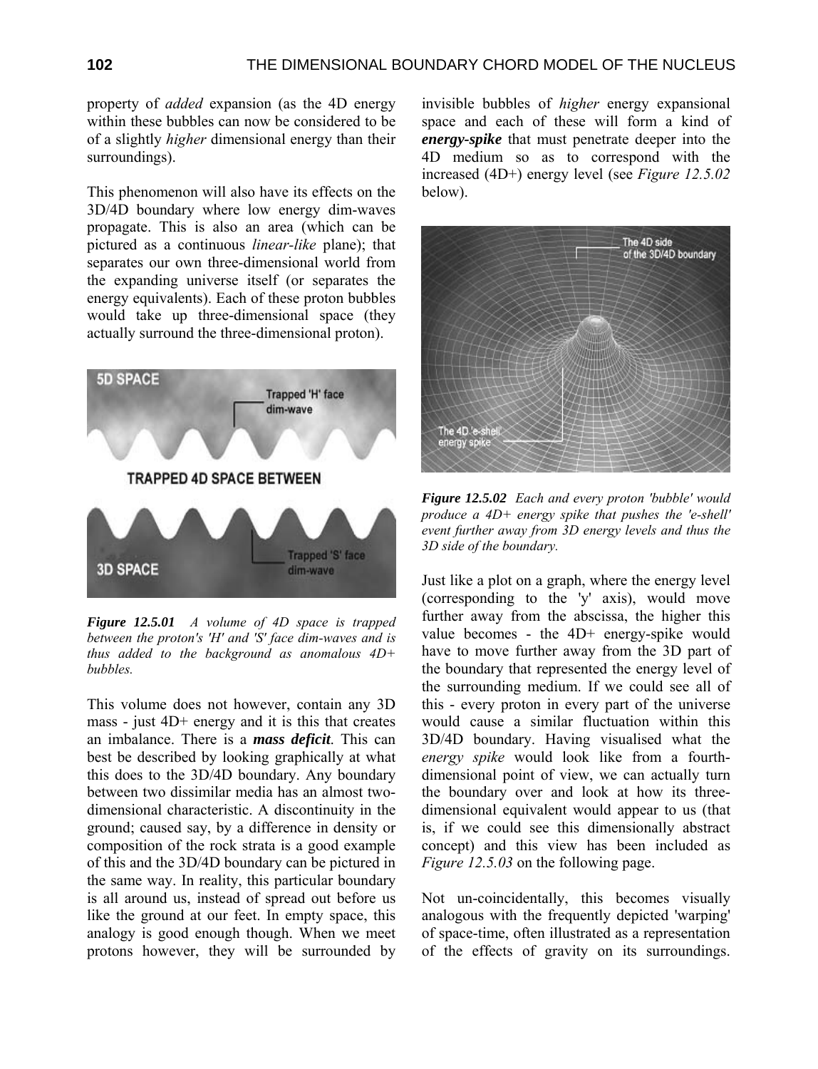property of *added* expansion (as the 4D energy within these bubbles can now be considered to be of a slightly *higher* dimensional energy than their surroundings).

This phenomenon will also have its effects on the 3D/4D boundary where low energy dim-waves propagate. This is also an area (which can be pictured as a continuous *linear-like* plane); that separates our own three-dimensional world from the expanding universe itself (or separates the energy equivalents). Each of these proton bubbles would take up three-dimensional space (they actually surround the three-dimensional proton).

***Figure 12.5.01*** *A volume of 4D space is trapped between the proton's 'H' and 'S' face dim-waves and is thus added to the background as anomalous 4D+ bubbles.*

This volume does not however, contain any 3D mass - just 4D+ energy and it is this that creates an imbalance. There is a ***mass deficit***. This can best be described by looking graphically at what this does to the 3D/4D boundary. Any boundary between two dissimilar media has an almost two-dimensional characteristic. A discontinuity in the ground; caused say, by a difference in density or composition of the rock strata is a good example of this and the 3D/4D boundary can be pictured in the same way. In reality, this particular boundary is all around us, instead of spread out before us like the ground at our feet. In empty space, this analogy is good enough though. When we meet protons however, they will be surrounded by invisible bubbles of *higher* energy expansional space and each of these will form a kind of ***energy-spike*** that must penetrate deeper into the 4D medium so as to correspond with the increased (4D+) energy level (see *Figure 12.5.02* below).

***Figure 12.5.02*** *Each and every proton 'bubble' would produce a 4D+ energy spike that pushes the 'e-shell' event further away from 3D energy levels and thus the 3D side of the boundary.*

Just like a plot on a graph, where the energy level (corresponding to the 'y' axis), would move further away from the abscissa, the higher this value becomes - the 4D+ energy-spike would have to move further away from the 3D part of the boundary that represented the energy level of the surrounding medium. If we could see all of this - every proton in every part of the universe would cause a similar fluctuation within this 3D/4D boundary. Having visualised what the *energy spike* would look like from a fourth-dimensional point of view, we can actually turn the boundary over and look at how its three-dimensional equivalent would appear to us (that is, if we could see this dimensionally abstract concept) and this view has been included as *Figure 12.5.03* on the following page.

Not un-coincidentally, this becomes visually analogous with the frequently depicted 'warping' of space-time, often illustrated as a representation of the effects of gravity on its surroundings.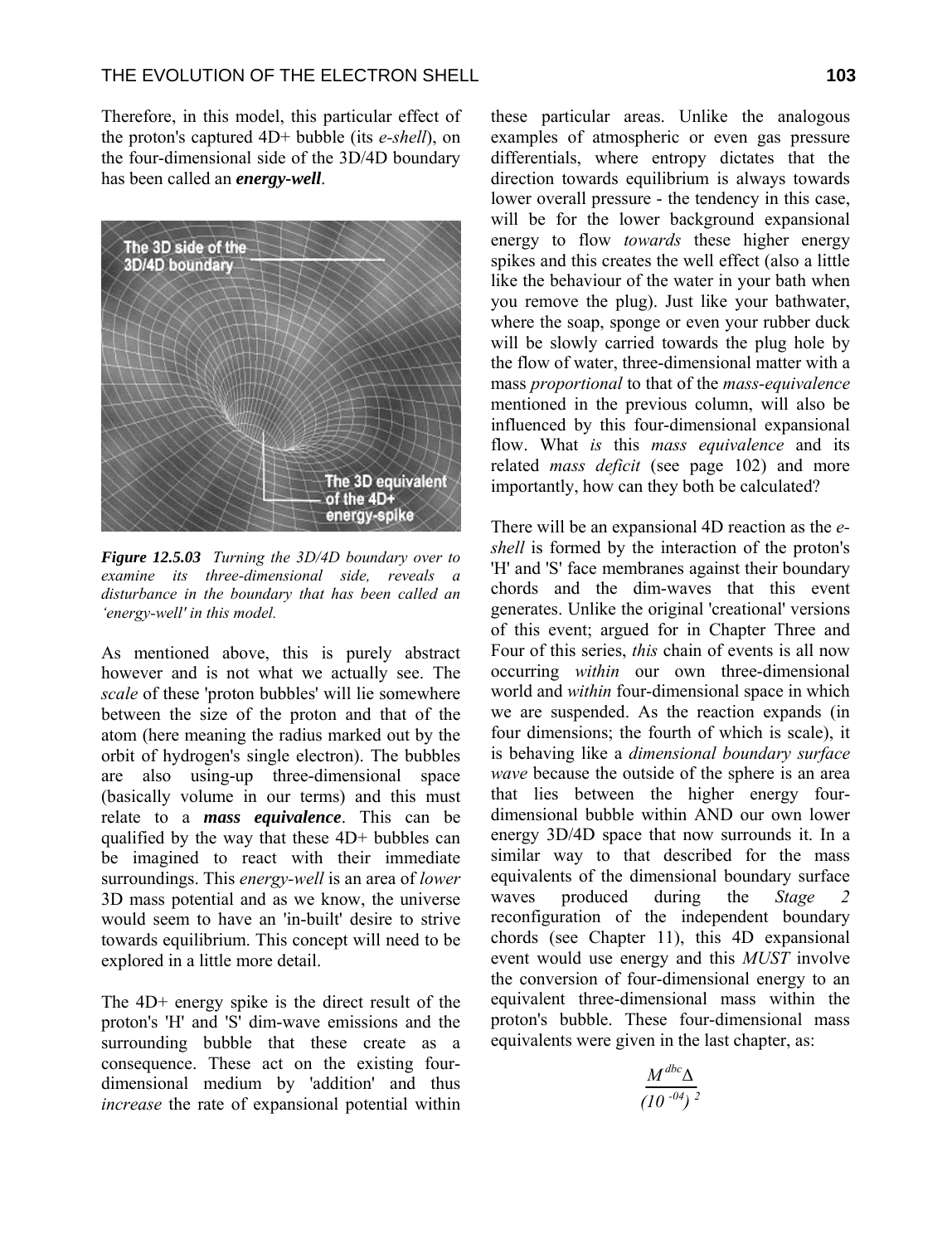Therefore, in this model, this particular effect of the proton's captured 4D+ bubble (its *e-shell*), on the four-dimensional side of the 3D/4D boundary has been called an ***energy-well***.

***Figure 12.5.03*** *Turning the 3D/4D boundary over to examine its three-dimensional side, reveals a disturbance in the boundary that has been called an 'energy-well' in this model.*

As mentioned above, this is purely abstract however and is not what we actually see. The *scale* of these 'proton bubbles' will lie somewhere between the size of the proton and that of the atom (here meaning the radius marked out by the orbit of hydrogen's single electron). The bubbles are also using-up three-dimensional space (basically volume in our terms) and this must relate to a ***mass equivalence***. This can be qualified by the way that these 4D+ bubbles can be imagined to react with their immediate surroundings. This *energy-well* is an area of *lower* 3D mass potential and as we know, the universe would seem to have an 'in-built' desire to strive towards equilibrium. This concept will need to be explored in a little more detail.

The 4D+ energy spike is the direct result of the proton's 'H' and 'S' dim-wave emissions and the surrounding bubble that these create as a consequence. These act on the existing four-dimensional medium by 'addition' and thus *increase* the rate of expansional potential within these particular areas. Unlike the analogous examples of atmospheric or even gas pressure differentials, where entropy dictates that the direction towards equilibrium is always towards lower overall pressure - the tendency in this case, will be for the lower background expansional energy to flow *towards* these higher energy spikes and this creates the well effect (also a little like the behaviour of the water in your bath when you remove the plug). Just like your bathwater, where the soap, sponge or even your rubber duck will be slowly carried towards the plug hole by the flow of water, three-dimensional matter with a mass *proportional* to that of the *mass-equivalence* mentioned in the previous column, will also be influenced by this four-dimensional expansional flow. What *is* this *mass equivalence* and its related *mass deficit* (see page 102) and more importantly, how can they both be calculated?

There will be an expansional 4D reaction as the *e-shell* is formed by the interaction of the proton's 'H' and 'S' face membranes against their boundary chords and the dim-waves that this event generates. Unlike the original 'creational' versions of this event; argued for in Chapter Three and Four of this series, *this* chain of events is all now occurring *within* our own three-dimensional world and *within* four-dimensional space in which we are suspended. As the reaction expands (in four dimensions; the fourth of which is scale), it is behaving like a *dimensional boundary surface wave* because the outside of the sphere is an area that lies between the higher energy four-dimensional bubble within AND our own lower energy 3D/4D space that now surrounds it. In a similar way to that described for the mass equivalents of the dimensional boundary surface waves produced during the *Stage 2* reconfiguration of the independent boundary chords (see Chapter 11), this 4D expansional event would use energy and this *MUST* involve the conversion of four-dimensional energy to an equivalent three-dimensional mass within the proton's bubble. These four-dimensional mass equivalents were given in the last chapter, as:

$$\frac{M^{dbc}\Delta}{(10^{-04})^{2}}$$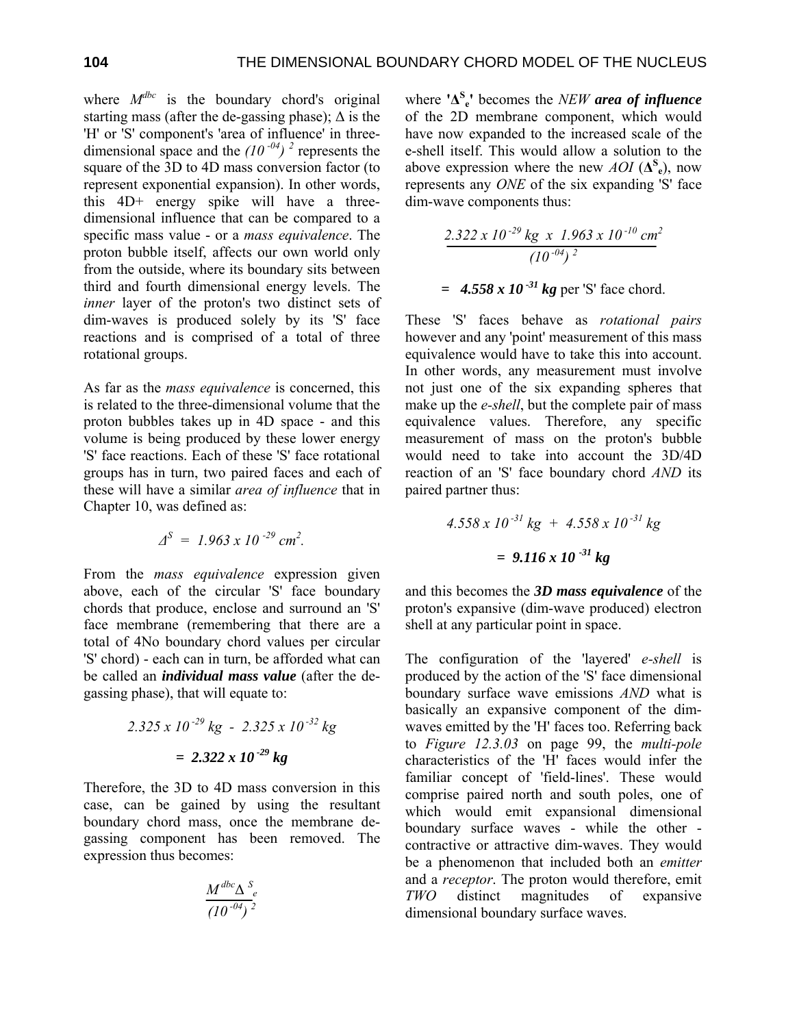where $M^{dbc}$ is the boundary chord's original starting mass (after the de-gassing phase); $\Delta$ is the 'H' or 'S' component's 'area of influence' in three-dimensional space and the $(10^{-04})^2$ represents the square of the 3D to 4D mass conversion factor (to represent exponential expansion). In other words, this 4D+ energy spike will have a three-dimensional influence that can be compared to a specific mass value - or a *mass equivalence*. The proton bubble itself, affects our own world only from the outside, where its boundary sits between third and fourth dimensional energy levels. The *inner* layer of the proton's two distinct sets of dim-waves is produced solely by its 'S' face reactions and is comprised of a total of three rotational groups.

As far as the *mass equivalence* is concerned, this is related to the three-dimensional volume that the proton bubbles takes up in 4D space - and this volume is being produced by these lower energy 'S' face reactions. Each of these 'S' face rotational groups has in turn, two paired faces and each of these will have a similar *area of influence* that in Chapter 10, was defined as:

$$\Delta^S = 1.963 \times 10^{-29} \ cm^2.$$

From the *mass equivalence* expression given above, each of the circular 'S' face boundary chords that produce, enclose and surround an 'S' face membrane (remembering that there are a total of 4No boundary chord values per circular 'S' chord) - each can in turn, be afforded what can be called an ***individual mass value*** (after the de-gassing phase), that will equate to:

$$2.325 \times 10^{-29} \ kg \ - \ 2.325 \times 10^{-32} \ kg$$

$$= \mathbf{2.322 \times 10^{-29} \ kg}$$

Therefore, the 3D to 4D mass conversion in this case, can be gained by using the resultant boundary chord mass, once the membrane de-gassing component has been removed. The expression thus becomes:

$$\frac{M^{dbc} \Delta^S_e}{(10^{-04})^2}$$

where '$\Delta^S_e$' becomes the *NEW* ***area of influence*** of the 2D membrane component, which would have now expanded to the increased scale of the e-shell itself. This would allow a solution to the above expression where the new *AOI* ($\Delta^S_e$), now represents any *ONE* of the six expanding 'S' face dim-wave components thus:

$$\frac{2.322 \times 10^{-29} \ kg \ \times \ 1.963 \times 10^{-10} \ cm^2}{(10^{-04})^2}$$

$$= \mathbf{4.558 \times 10^{-31} \ kg} \text{ per 'S' face chord.}$$

These 'S' faces behave as *rotational pairs* however and any 'point' measurement of this mass equivalence would have to take this into account. In other words, any measurement must involve not just one of the six expanding spheres that make up the *e-shell*, but the complete pair of mass equivalence values. Therefore, any specific measurement of mass on the proton's bubble would need to take into account the 3D/4D reaction of an 'S' face boundary chord *AND* its paired partner thus:

$$4.558 \times 10^{-31} \ kg \ + \ 4.558 \times 10^{-31} \ kg$$

$$= \mathbf{9.116 \times 10^{-31} \ kg}$$

and this becomes the ***3D mass equivalence*** of the proton's expansive (dim-wave produced) electron shell at any particular point in space.

The configuration of the 'layered' *e-shell* is produced by the action of the 'S' face dimensional boundary surface wave emissions *AND* what is basically an expansive component of the dim-waves emitted by the 'H' faces too. Referring back to *Figure 12.3.03* on page 99, the *multi-pole* characteristics of the 'H' faces would infer the familiar concept of 'field-lines'. These would comprise paired north and south poles, one of which would emit expansional dimensional boundary surface waves - while the other - contractive or attractive dim-waves. They would be a phenomenon that included both an *emitter* and a *receptor*. The proton would therefore, emit *TWO* distinct magnitudes of expansive dimensional boundary surface waves.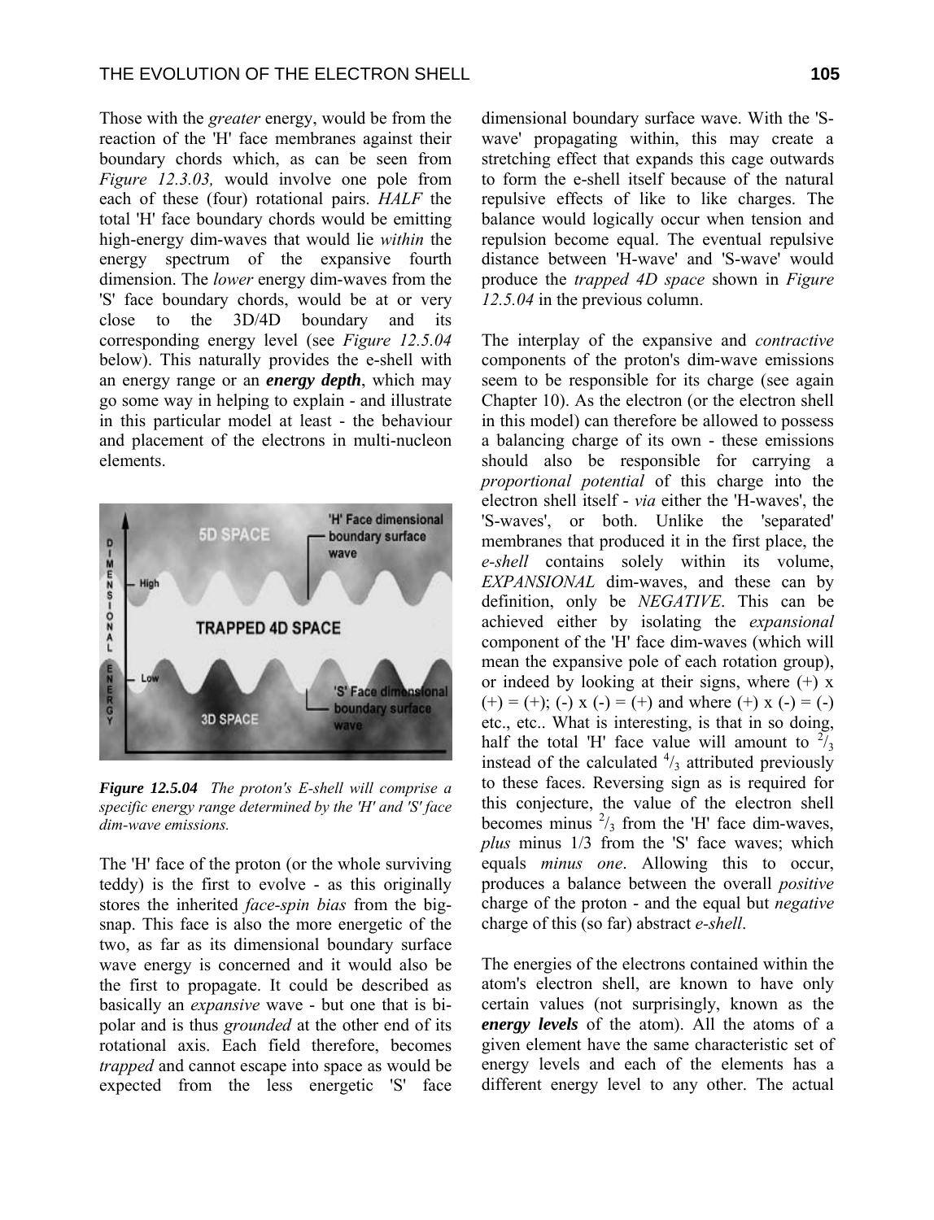Those with the *greater* energy, would be from the reaction of the 'H' face membranes against their boundary chords which, as can be seen from *Figure 12.3.03,* would involve one pole from each of these (four) rotational pairs. *HALF* the total 'H' face boundary chords would be emitting high-energy dim-waves that would lie *within* the energy spectrum of the expansive fourth dimension. The *lower* energy dim-waves from the 'S' face boundary chords, would be at or very close to the 3D/4D boundary and its corresponding energy level (see *Figure 12.5.04* below). This naturally provides the e-shell with an energy range or an ***energy depth***, which may go some way in helping to explain - and illustrate in this particular model at least - the behaviour and placement of the electrons in multi-nucleon elements.

***Figure 12.5.04*** *The proton's E-shell will comprise a specific energy range determined by the 'H' and 'S' face dim-wave emissions.*

The 'H' face of the proton (or the whole surviving teddy) is the first to evolve - as this originally stores the inherited *face-spin bias* from the big-snap. This face is also the more energetic of the two, as far as its dimensional boundary surface wave energy is concerned and it would also be the first to propagate. It could be described as basically an *expansive* wave - but one that is bi-polar and is thus *grounded* at the other end of its rotational axis. Each field therefore, becomes *trapped* and cannot escape into space as would be expected from the less energetic 'S' face dimensional boundary surface wave. With the 'S-wave' propagating within, this may create a stretching effect that expands this cage outwards to form the e-shell itself because of the natural repulsive effects of like to like charges. The balance would logically occur when tension and repulsion become equal. The eventual repulsive distance between 'H-wave' and 'S-wave' would produce the *trapped 4D space* shown in *Figure 12.5.04* in the previous column.

The interplay of the expansive and *contractive* components of the proton's dim-wave emissions seem to be responsible for its charge (see again Chapter 10). As the electron (or the electron shell in this model) can therefore be allowed to possess a balancing charge of its own - these emissions should also be responsible for carrying a *proportional potential* of this charge into the electron shell itself - *via* either the 'H-waves', the 'S-waves', or both. Unlike the 'separated' membranes that produced it in the first place, the *e-shell* contains solely within its volume, *EXPANSIONAL* dim-waves, and these can by definition, only be *NEGATIVE*. This can be achieved either by isolating the *expansional* component of the 'H' face dim-waves (which will mean the expansive pole of each rotation group), or indeed by looking at their signs, where (+) x (+) = (+); (-) x (-) = (+) and where (+) x (-) = (-) etc., etc.. What is interesting, is that in so doing, half the total 'H' face value will amount to $^2/_3$ instead of the calculated $^4/_3$ attributed previously to these faces. Reversing sign as is required for this conjecture, the value of the electron shell becomes minus $^2/_3$ from the 'H' face dim-waves, *plus* minus 1/3 from the 'S' face waves; which equals *minus one*. Allowing this to occur, produces a balance between the overall *positive* charge of the proton - and the equal but *negative* charge of this (so far) abstract *e-shell*.

The energies of the electrons contained within the atom's electron shell, are known to have only certain values (not surprisingly, known as the ***energy levels*** of the atom). All the atoms of a given element have the same characteristic set of energy levels and each of the elements has a different energy level to any other. The actual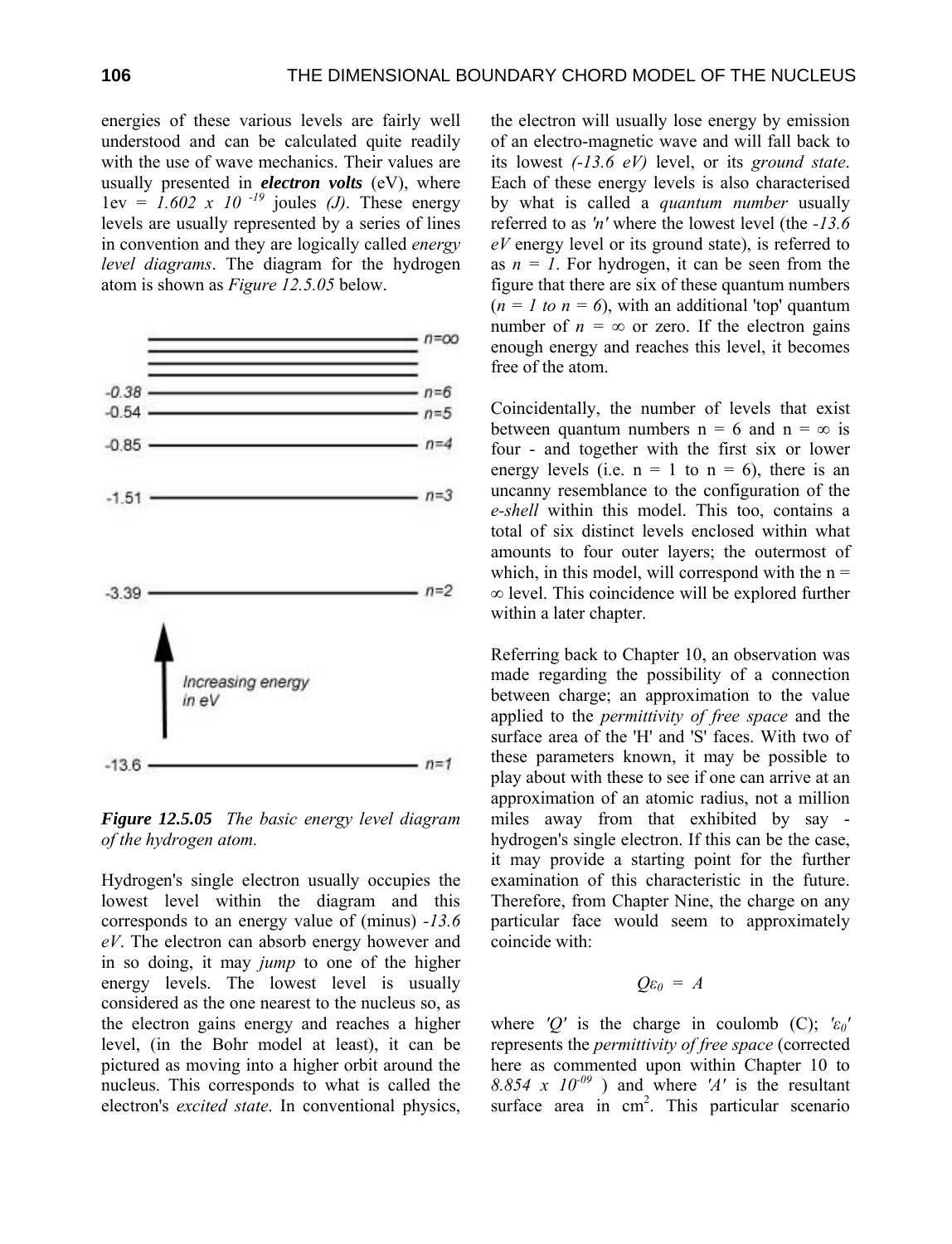energies of these various levels are fairly well understood and can be calculated quite readily with the use of wave mechanics. Their values are usually presented in ***electron volts*** (eV), where 1ev = $1.602 \times 10^{-19}$ joules *(J)*. These energy levels are usually represented by a series of lines in convention and they are logically called *energy level diagrams*. The diagram for the hydrogen atom is shown as *Figure 12.5.05* below.

***Figure 12.5.05*** *The basic energy level diagram of the hydrogen atom.*

Hydrogen's single electron usually occupies the lowest level within the diagram and this corresponds to an energy value of (minus) *-13.6 eV*. The electron can absorb energy however and in so doing, it may *jump* to one of the higher energy levels. The lowest level is usually considered as the one nearest to the nucleus so, as the electron gains energy and reaches a higher level, (in the Bohr model at least), it can be pictured as moving into a higher orbit around the nucleus. This corresponds to what is called the electron's *excited state*. In conventional physics, the electron will usually lose energy by emission of an electro-magnetic wave and will fall back to its lowest *(-13.6 eV)* level, or its *ground state*. Each of these energy levels is also characterised by what is called a *quantum number* usually referred to as *'n'* where the lowest level (the *-13.6 eV* energy level or its ground state), is referred to as $n = 1$. For hydrogen, it can be seen from the figure that there are six of these quantum numbers ($n = 1$ *to* $n = 6$), with an additional 'top' quantum number of $n = \infty$ or zero. If the electron gains enough energy and reaches this level, it becomes free of the atom.

Coincidentally, the number of levels that exist between quantum numbers n = 6 and n = ∞ is four - and together with the first six or lower energy levels (i.e. n = 1 to n = 6), there is an uncanny resemblance to the configuration of the *e-shell* within this model. This too, contains a total of six distinct levels enclosed within what amounts to four outer layers; the outermost of which, in this model, will correspond with the n = ∞ level. This coincidence will be explored further within a later chapter.

Referring back to Chapter 10, an observation was made regarding the possibility of a connection between charge; an approximation to the value applied to the *permittivity of free space* and the surface area of the 'H' and 'S' faces. With two of these parameters known, it may be possible to play about with these to see if one can arrive at an approximation of an atomic radius, not a million miles away from that exhibited by say - hydrogen's single electron. If this can be the case, it may provide a starting point for the further examination of this characteristic in the future. Therefore, from Chapter Nine, the charge on any particular face would seem to approximately coincide with:

$$Q\varepsilon_0 = A$$

where *'Q'* is the charge in coulomb (C); $'\varepsilon_0'$ represents the *permittivity of free space* (corrected here as commented upon within Chapter 10 to $8.854 \times 10^{-09}$ ) and where *'A'* is the resultant surface area in $cm^2$. This particular scenario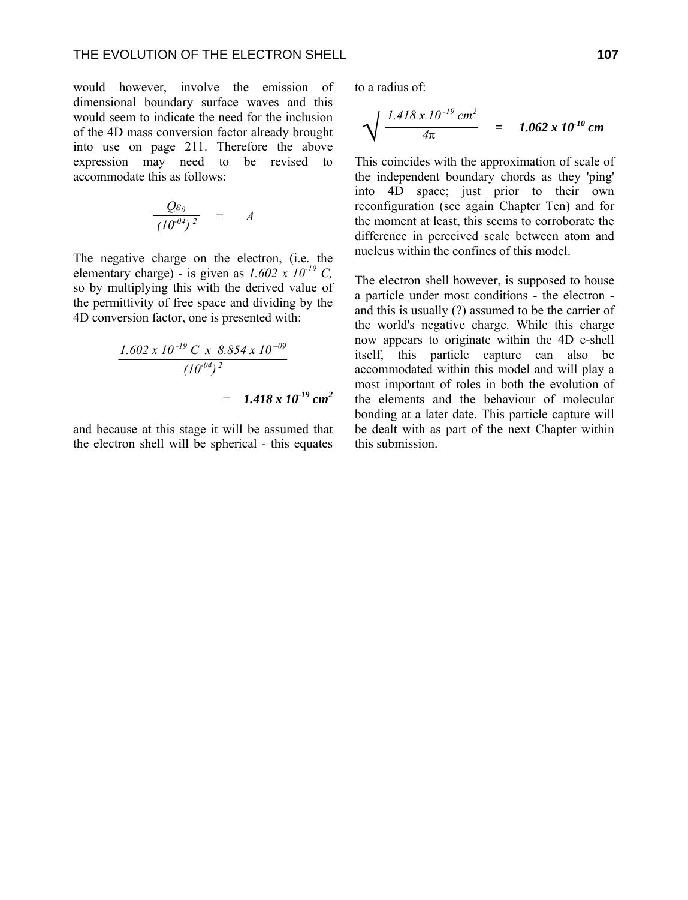would however, involve the emission of dimensional boundary surface waves and this would seem to indicate the need for the inclusion of the 4D mass conversion factor already brought into use on page 211. Therefore the above expression may need to be revised to accommodate this as follows:

$$\frac{Q\varepsilon_0}{(10^{-04})^2} = A$$

The negative charge on the electron, (i.e. the elementary charge) - is given as $1.602 \times 10^{-19}$ *C*, so by multiplying this with the derived value of the permittivity of free space and dividing by the 4D conversion factor, one is presented with:

$$\frac{1.602 \times 10^{-19}\ C \times 8.854 \times 10^{-09}}{(10^{-04})^2}$$

$$= \mathbf{1.418 \times 10^{-19}\ cm^2}$$

and because at this stage it will be assumed that the electron shell will be spherical - this equates to a radius of:

$$\sqrt{\frac{1.418 \times 10^{-19}\ cm^2}{4\pi}} = \mathbf{1.062 \times 10^{-10}\ cm}$$

This coincides with the approximation of scale of the independent boundary chords as they 'ping' into 4D space; just prior to their own reconfiguration (see again Chapter Ten) and for the moment at least, this seems to corroborate the difference in perceived scale between atom and nucleus within the confines of this model.

The electron shell however, is supposed to house a particle under most conditions - the electron - and this is usually (?) assumed to be the carrier of the world's negative charge. While this charge now appears to originate within the 4D e-shell itself, this particle capture can also be accommodated within this model and will play a most important of roles in both the evolution of the elements and the behaviour of molecular bonding at a later date. This particle capture will be dealt with as part of the next Chapter within this submission.